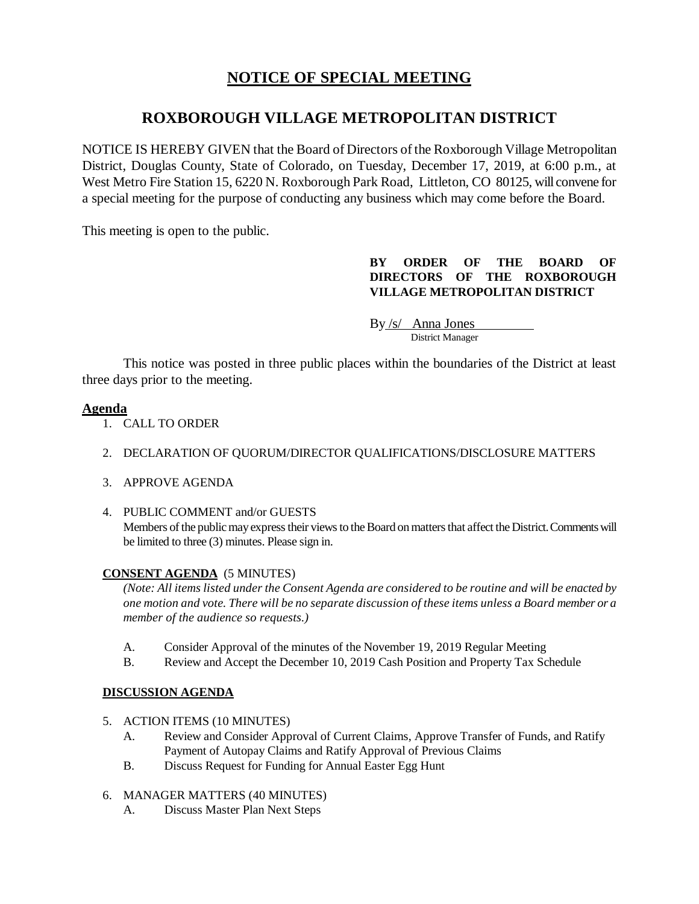# NOTICE OF SPECIAL MEETING

## ROXBOROUGH VILLAGE METROPOLITAN DISTRICT

NOTICE IS HEREBY GIVEN that the Board of Directors of the Roxborough Village Metropolitan District, Douglas County, State of Colorado, on Tuesday, December 17, 2019, at 6:00 p.m., at West Metro Fire Station 15, 6220 N. Roxborough Park Road, Littleton, CO 80125, will convene for a special meeting for the purpose of conducting any business which may come before the Board.

This meeting is open to the public.

**BY ORDER OF THE BOARD OF DIRECTORS OF THE ROXBOROUGH VILLAGE METROPOLITAN DISTRICT**

By /s/ Anna Jones
District Manager

This notice was posted in three public places within the boundaries of the District at least three days prior to the meeting.

**Agenda**

1. CALL TO ORDER

2. DECLARATION OF QUORUM/DIRECTOR QUALIFICATIONS/DISCLOSURE MATTERS

3. APPROVE AGENDA

4. PUBLIC COMMENT and/or GUESTS
   Members of the public may express their views to the Board on matters that affect the District. Comments will be limited to three (3) minutes. Please sign in.

**CONSENT AGENDA** (5 MINUTES)

*(Note: All items listed under the Consent Agenda are considered to be routine and will be enacted by one motion and vote. There will be no separate discussion of these items unless a Board member or a member of the audience so requests.)*

A. Consider Approval of the minutes of the November 19, 2019 Regular Meeting
B. Review and Accept the December 10, 2019 Cash Position and Property Tax Schedule

**DISCUSSION AGENDA**

5. ACTION ITEMS (10 MINUTES)
   A. Review and Consider Approval of Current Claims, Approve Transfer of Funds, and Ratify Payment of Autopay Claims and Ratify Approval of Previous Claims
   B. Discuss Request for Funding for Annual Easter Egg Hunt

6. MANAGER MATTERS (40 MINUTES)
   A. Discuss Master Plan Next Steps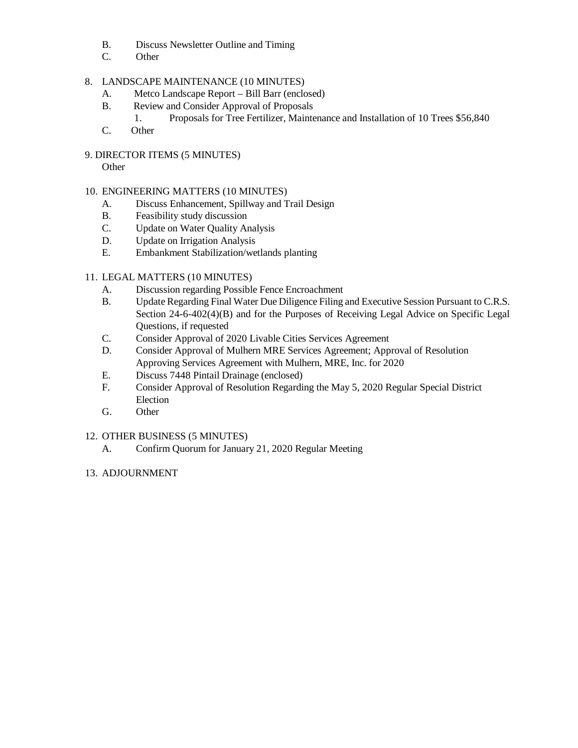B. Discuss Newsletter Outline and Timing
C. Other

8. LANDSCAPE MAINTENANCE (10 MINUTES)
   A. Metco Landscape Report – Bill Barr (enclosed)
   B. Review and Consider Approval of Proposals
      1. Proposals for Tree Fertilizer, Maintenance and Installation of 10 Trees $56,840
   C. Other

9. DIRECTOR ITEMS (5 MINUTES)
   Other

10. ENGINEERING MATTERS (10 MINUTES)
    A. Discuss Enhancement, Spillway and Trail Design
    B. Feasibility study discussion
    C. Update on Water Quality Analysis
    D. Update on Irrigation Analysis
    E. Embankment Stabilization/wetlands planting

11. LEGAL MATTERS (10 MINUTES)
    A. Discussion regarding Possible Fence Encroachment
    B. Update Regarding Final Water Due Diligence Filing and Executive Session Pursuant to C.R.S. Section 24-6-402(4)(B) and for the Purposes of Receiving Legal Advice on Specific Legal Questions, if requested
    C. Consider Approval of 2020 Livable Cities Services Agreement
    D. Consider Approval of Mulhern MRE Services Agreement; Approval of Resolution Approving Services Agreement with Mulhern, MRE, Inc. for 2020
    E. Discuss 7448 Pintail Drainage (enclosed)
    F. Consider Approval of Resolution Regarding the May 5, 2020 Regular Special District Election
    G. Other

12. OTHER BUSINESS (5 MINUTES)
    A. Confirm Quorum for January 21, 2020 Regular Meeting

13. ADJOURNMENT